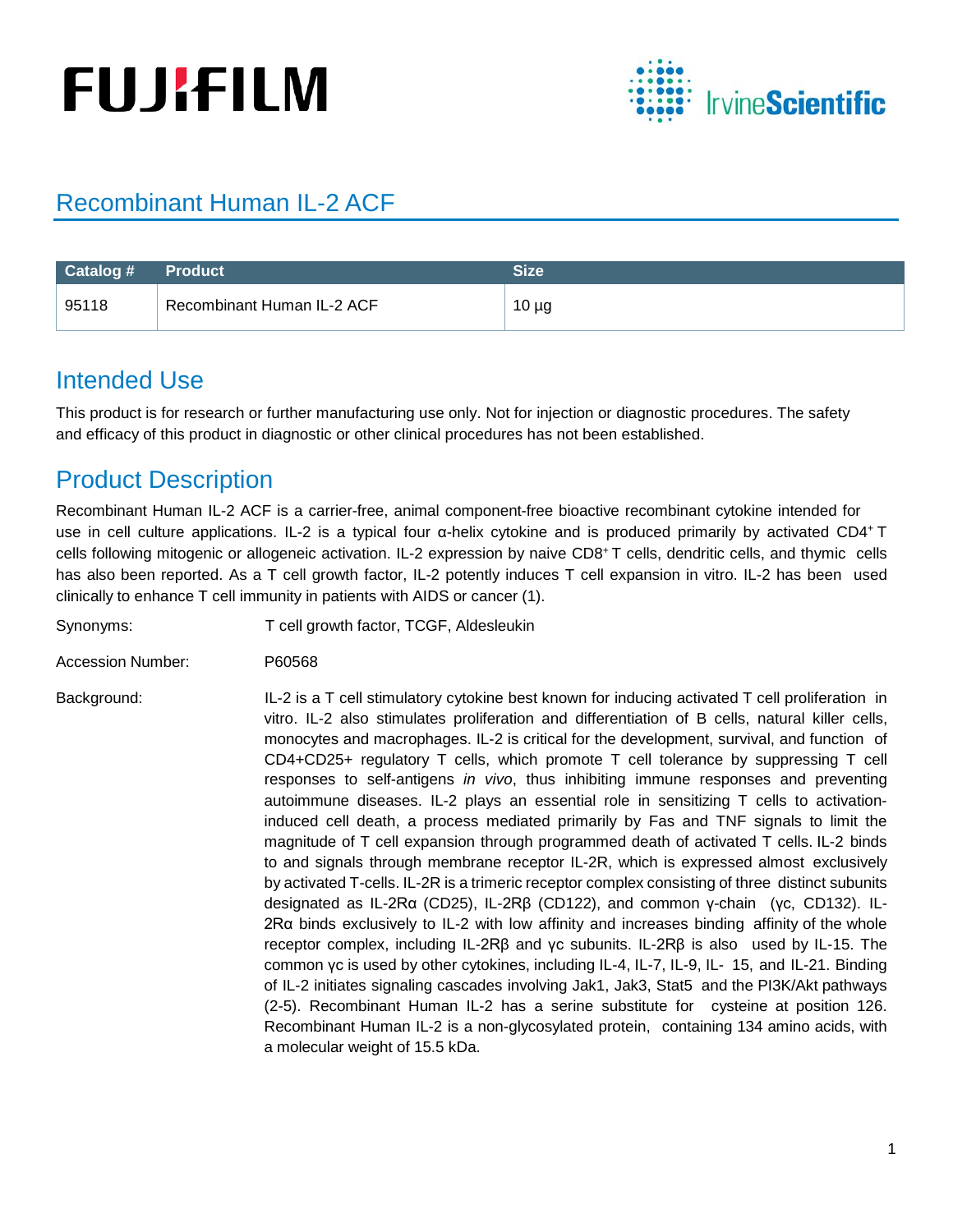# Recombinant Human IL-2 ACF

| Catalog # | Product | Size |
|---|---|---|
| 95118 | Recombinant Human IL-2 ACF | 10 µg |

## Intended Use

This product is for research or further manufacturing use only. Not for injection or diagnostic procedures. The safety and efficacy of this product in diagnostic or other clinical procedures has not been established.

## Product Description

Recombinant Human IL-2 ACF is a carrier-free, animal component-free bioactive recombinant cytokine intended for use in cell culture applications. IL-2 is a typical four α-helix cytokine and is produced primarily by activated CD4$^+$ T cells following mitogenic or allogeneic activation. IL-2 expression by naive CD8$^+$ T cells, dendritic cells, and thymic cells has also been reported. As a T cell growth factor, IL-2 potently induces T cell expansion in vitro. IL-2 has been used clinically to enhance T cell immunity in patients with AIDS or cancer (1).

Synonyms: T cell growth factor, TCGF, Aldesleukin

Accession Number: P60568

Background: IL-2 is a T cell stimulatory cytokine best known for inducing activated T cell proliferation in vitro. IL-2 also stimulates proliferation and differentiation of B cells, natural killer cells, monocytes and macrophages. IL-2 is critical for the development, survival, and function of CD4+CD25+ regulatory T cells, which promote T cell tolerance by suppressing T cell responses to self-antigens *in vivo*, thus inhibiting immune responses and preventing autoimmune diseases. IL-2 plays an essential role in sensitizing T cells to activation-induced cell death, a process mediated primarily by Fas and TNF signals to limit the magnitude of T cell expansion through programmed death of activated T cells. IL-2 binds to and signals through membrane receptor IL-2R, which is expressed almost exclusively by activated T-cells. IL-2R is a trimeric receptor complex consisting of three distinct subunits designated as IL-2Rα (CD25), IL-2Rβ (CD122), and common γ-chain (γc, CD132). IL-2Rα binds exclusively to IL-2 with low affinity and increases binding affinity of the whole receptor complex, including IL-2Rβ and γc subunits. IL-2Rβ is also used by IL-15. The common γc is used by other cytokines, including IL-4, IL-7, IL-9, IL- 15, and IL-21. Binding of IL-2 initiates signaling cascades involving Jak1, Jak3, Stat5 and the PI3K/Akt pathways (2-5). Recombinant Human IL-2 has a serine substitute for cysteine at position 126. Recombinant Human IL-2 is a non-glycosylated protein, containing 134 amino acids, with a molecular weight of 15.5 kDa.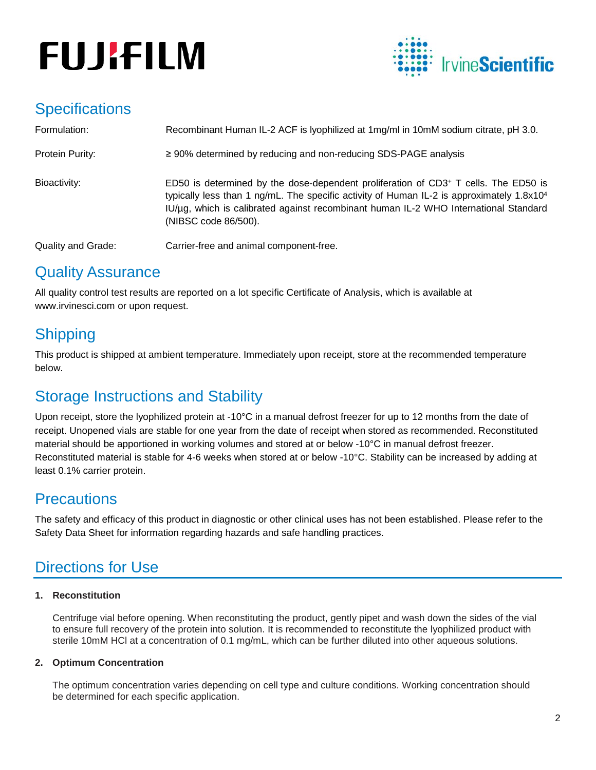## Specifications

| | |
|---|---|
| Formulation: | Recombinant Human IL-2 ACF is lyophilized at 1mg/ml in 10mM sodium citrate, pH 3.0. |
| Protein Purity: | ≥ 90% determined by reducing and non-reducing SDS-PAGE analysis |
| Bioactivity: | ED50 is determined by the dose-dependent proliferation of $CD3^+$ T cells. The ED50 is typically less than 1 ng/mL. The specific activity of Human IL-2 is approximately $1.8x10^4$ IU/µg, which is calibrated against recombinant human IL-2 WHO International Standard (NIBSC code 86/500). |
| Quality and Grade: | Carrier-free and animal component-free. |

## Quality Assurance

All quality control test results are reported on a lot specific Certificate of Analysis, which is available at www.irvinesci.com or upon request.

## Shipping

This product is shipped at ambient temperature. Immediately upon receipt, store at the recommended temperature below.

## Storage Instructions and Stability

Upon receipt, store the lyophilized protein at -10°C in a manual defrost freezer for up to 12 months from the date of receipt. Unopened vials are stable for one year from the date of receipt when stored as recommended. Reconstituted material should be apportioned in working volumes and stored at or below -10°C in manual defrost freezer. Reconstituted material is stable for 4-6 weeks when stored at or below -10°C. Stability can be increased by adding at least 0.1% carrier protein.

## Precautions

The safety and efficacy of this product in diagnostic or other clinical uses has not been established. Please refer to the Safety Data Sheet for information regarding hazards and safe handling practices.

## Directions for Use

**1. Reconstitution**

Centrifuge vial before opening. When reconstituting the product, gently pipet and wash down the sides of the vial to ensure full recovery of the protein into solution. It is recommended to reconstitute the lyophilized product with sterile 10mM HCl at a concentration of 0.1 mg/mL, which can be further diluted into other aqueous solutions.

**2. Optimum Concentration**

The optimum concentration varies depending on cell type and culture conditions. Working concentration should be determined for each specific application.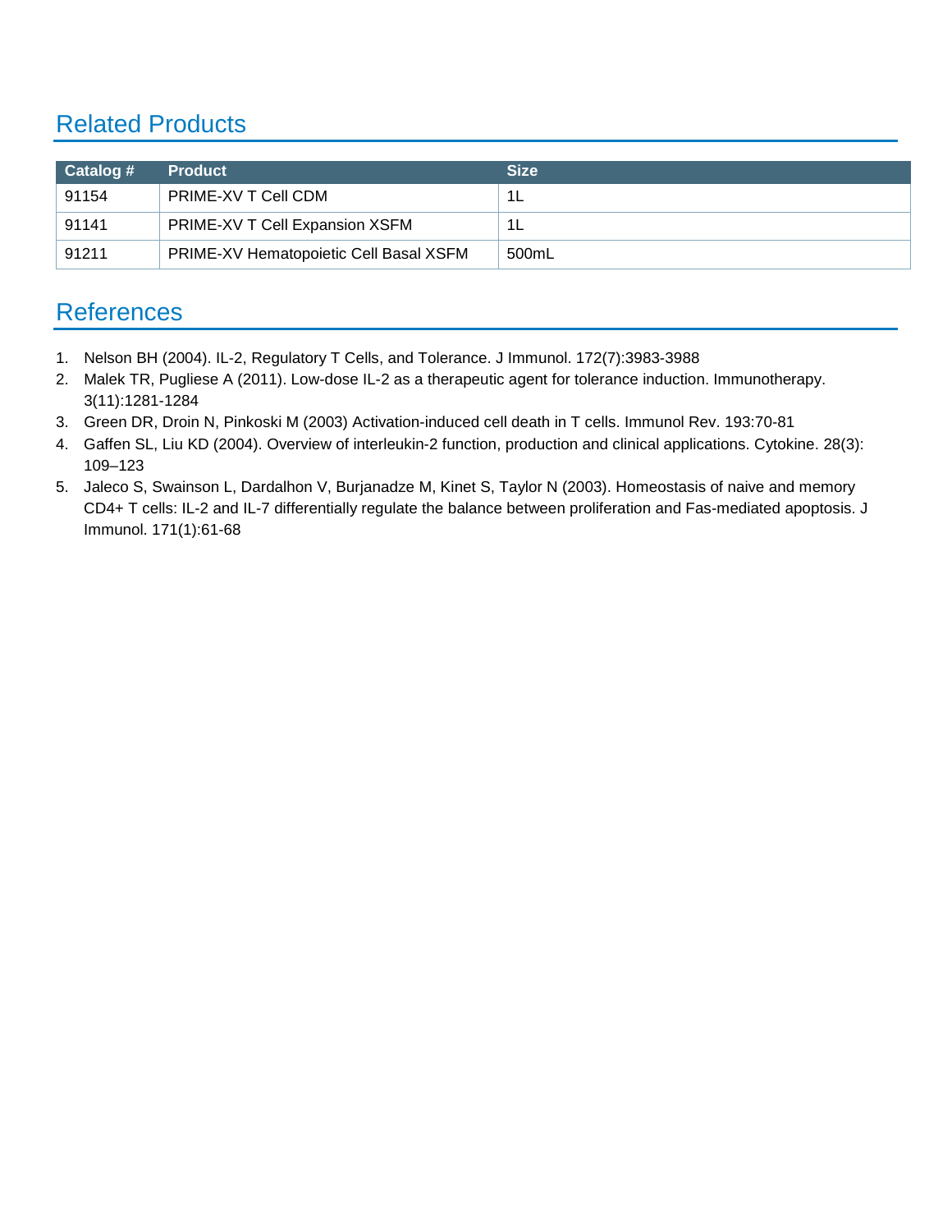## Related Products

| Catalog # | Product | Size |
| --- | --- | --- |
| 91154 | PRIME-XV T Cell CDM | 1L |
| 91141 | PRIME-XV T Cell Expansion XSFM | 1L |
| 91211 | PRIME-XV Hematopoietic Cell Basal XSFM | 500mL |

## References

1. Nelson BH (2004). IL-2, Regulatory T Cells, and Tolerance. J Immunol. 172(7):3983-3988
2. Malek TR, Pugliese A (2011). Low-dose IL-2 as a therapeutic agent for tolerance induction. Immunotherapy. 3(11):1281-1284
3. Green DR, Droin N, Pinkoski M (2003) Activation-induced cell death in T cells. Immunol Rev. 193:70-81
4. Gaffen SL, Liu KD (2004). Overview of interleukin-2 function, production and clinical applications. Cytokine. 28(3): 109–123
5. Jaleco S, Swainson L, Dardalhon V, Burjanadze M, Kinet S, Taylor N (2003). Homeostasis of naive and memory CD4+ T cells: IL-2 and IL-7 differentially regulate the balance between proliferation and Fas-mediated apoptosis. J Immunol. 171(1):61-68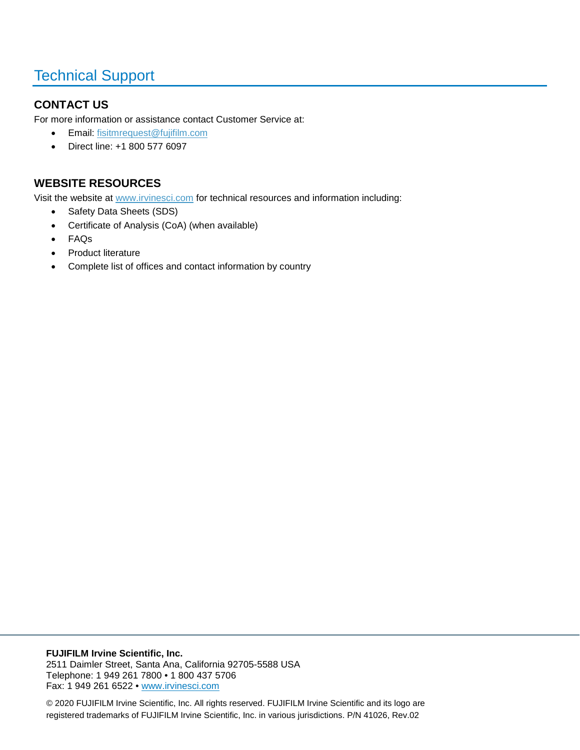# Technical Support

## CONTACT US

For more information or assistance contact Customer Service at:

- Email: fisitmrequest@fujifilm.com
- Direct line: +1 800 577 6097

## WEBSITE RESOURCES

Visit the website at www.irvinesci.com for technical resources and information including:

- Safety Data Sheets (SDS)
- Certificate of Analysis (CoA) (when available)
- FAQs
- Product literature
- Complete list of offices and contact information by country

**FUJIFILM Irvine Scientific, Inc.**
2511 Daimler Street, Santa Ana, California 92705-5588 USA
Telephone: 1 949 261 7800 • 1 800 437 5706
Fax: 1 949 261 6522 • www.irvinesci.com

© 2020 FUJIFILM Irvine Scientific, Inc. All rights reserved. FUJIFILM Irvine Scientific and its logo are registered trademarks of FUJIFILM Irvine Scientific, Inc. in various jurisdictions. P/N 41026, Rev.02